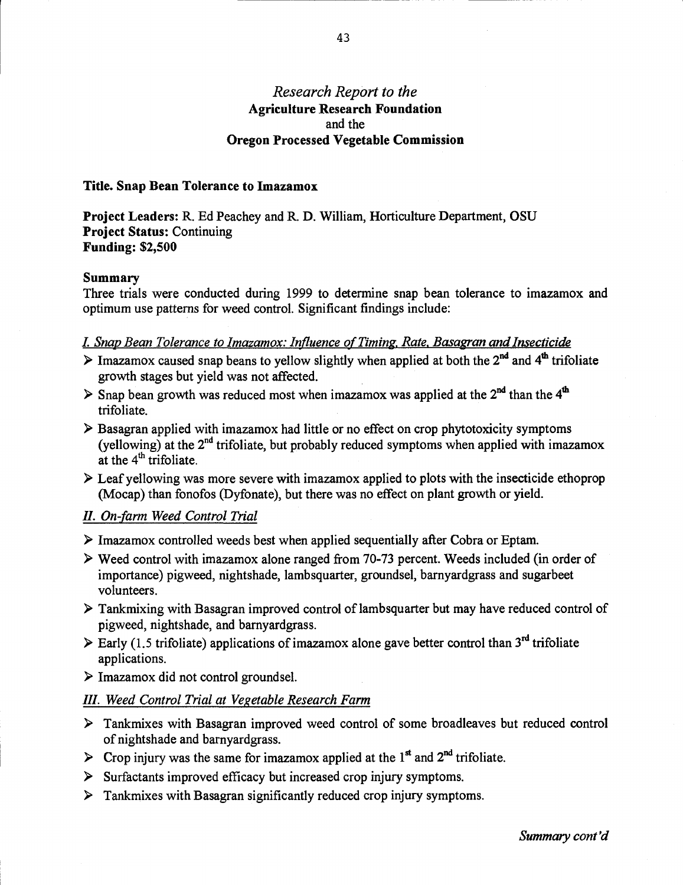# *Research Report to the*
## **Agriculture Research Foundation**
## and the
## **Oregon Processed Vegetable Commission**

**Title. Snap Bean Tolerance to Imazamox**

**Project Leaders:** R. Ed Peachey and R. D. William, Horticulture Department, OSU
**Project Status:** Continuing
**Funding: $2,500**

### Summary

Three trials were conducted during 1999 to determine snap bean tolerance to imazamox and optimum use patterns for weed control. Significant findings include:

*I. Snap Bean Tolerance to Imazamox: Influence of Timing, Rate, Basagran and Insecticide*

- Imazamox caused snap beans to yellow slightly when applied at both the 2nd and 4th trifoliate growth stages but yield was not affected.
- Snap bean growth was reduced most when imazamox was applied at the 2nd than the 4th trifoliate.
- Basagran applied with imazamox had little or no effect on crop phytotoxicity symptoms (yellowing) at the 2nd trifoliate, but probably reduced symptoms when applied with imazamox at the 4th trifoliate.
- Leaf yellowing was more severe with imazamox applied to plots with the insecticide ethoprop (Mocap) than fonofos (Dyfonate), but there was no effect on plant growth or yield.

*II. On-farm Weed Control Trial*

- Imazamox controlled weeds best when applied sequentially after Cobra or Eptam.
- Weed control with imazamox alone ranged from 70-73 percent. Weeds included (in order of importance) pigweed, nightshade, lambsquarter, groundsel, barnyardgrass and sugarbeet volunteers.
- Tankmixing with Basagran improved control of lambsquarter but may have reduced control of pigweed, nightshade, and barnyardgrass.
- Early (1.5 trifoliate) applications of imazamox alone gave better control than 3rd trifoliate applications.
- Imazamox did not control groundsel.

*III. Weed Control Trial at Vegetable Research Farm*

- Tankmixes with Basagran improved weed control of some broadleaves but reduced control of nightshade and barnyardgrass.
- Crop injury was the same for imazamox applied at the 1st and 2nd trifoliate.
- Surfactants improved efficacy but increased crop injury symptoms.
- Tankmixes with Basagran significantly reduced crop injury symptoms.

*Summary cont'd*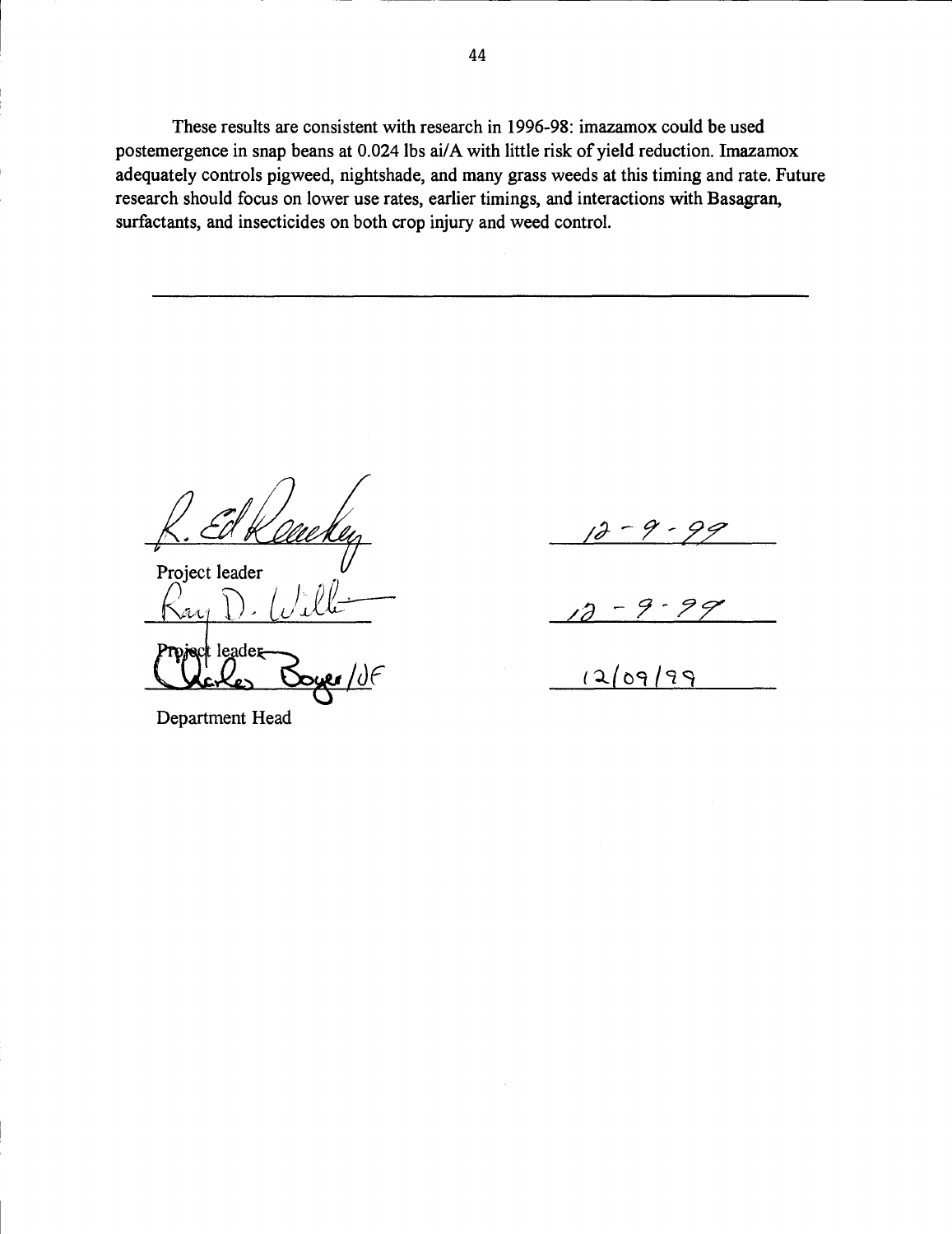These results are consistent with research in 1996-98: imazamox could be used postemergence in snap beans at 0.024 lbs ai/A with little risk of yield reduction. Imazamox adequately controls pigweed, nightshade, and many grass weeds at this timing and rate. Future research should focus on lower use rates, earlier timings, and interactions with Basagran, surfactants, and insecticides on both crop injury and weed control.

---

R. Ed Peachey — 12-9-99

Project leader

Ray D. William — 12-9-99

Project leader

Charles Boyer /JF — 12/09/99

Department Head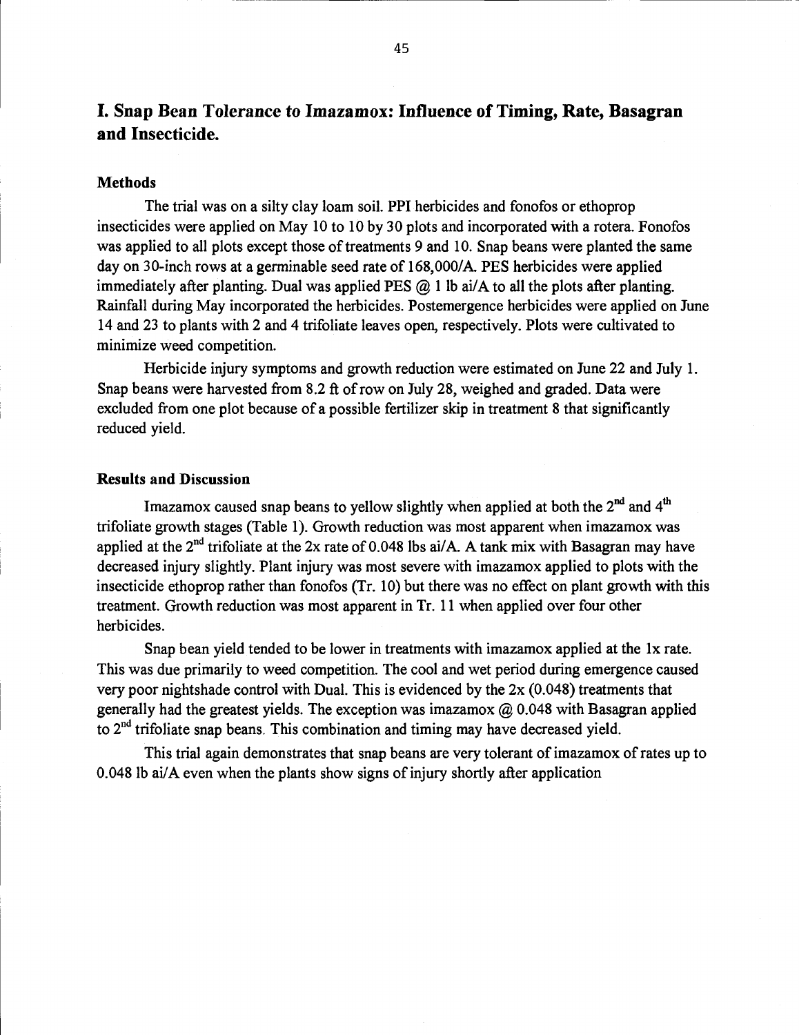# I. Snap Bean Tolerance to Imazamox: Influence of Timing, Rate, Basagran and Insecticide.

## Methods

The trial was on a silty clay loam soil. PPI herbicides and fonofos or ethoprop insecticides were applied on May 10 to 10 by 30 plots and incorporated with a rotera. Fonofos was applied to all plots except those of treatments 9 and 10. Snap beans were planted the same day on 30-inch rows at a germinable seed rate of 168,000/A. PES herbicides were applied immediately after planting. Dual was applied PES @ 1 lb ai/A to all the plots after planting. Rainfall during May incorporated the herbicides. Postemergence herbicides were applied on June 14 and 23 to plants with 2 and 4 trifoliate leaves open, respectively. Plots were cultivated to minimize weed competition.

Herbicide injury symptoms and growth reduction were estimated on June 22 and July 1. Snap beans were harvested from 8.2 ft of row on July 28, weighed and graded. Data were excluded from one plot because of a possible fertilizer skip in treatment 8 that significantly reduced yield.

## Results and Discussion

Imazamox caused snap beans to yellow slightly when applied at both the 2[nd] and 4[th] trifoliate growth stages (Table 1). Growth reduction was most apparent when imazamox was applied at the 2[nd] trifoliate at the 2x rate of 0.048 lbs ai/A. A tank mix with Basagran may have decreased injury slightly. Plant injury was most severe with imazamox applied to plots with the insecticide ethoprop rather than fonofos (Tr. 10) but there was no effect on plant growth with this treatment. Growth reduction was most apparent in Tr. 11 when applied over four other herbicides.

Snap bean yield tended to be lower in treatments with imazamox applied at the 1x rate. This was due primarily to weed competition. The cool and wet period during emergence caused very poor nightshade control with Dual. This is evidenced by the 2x (0.048) treatments that generally had the greatest yields. The exception was imazamox @ 0.048 with Basagran applied to 2[nd] trifoliate snap beans. This combination and timing may have decreased yield.

This trial again demonstrates that snap beans are very tolerant of imazamox of rates up to 0.048 lb ai/A even when the plants show signs of injury shortly after application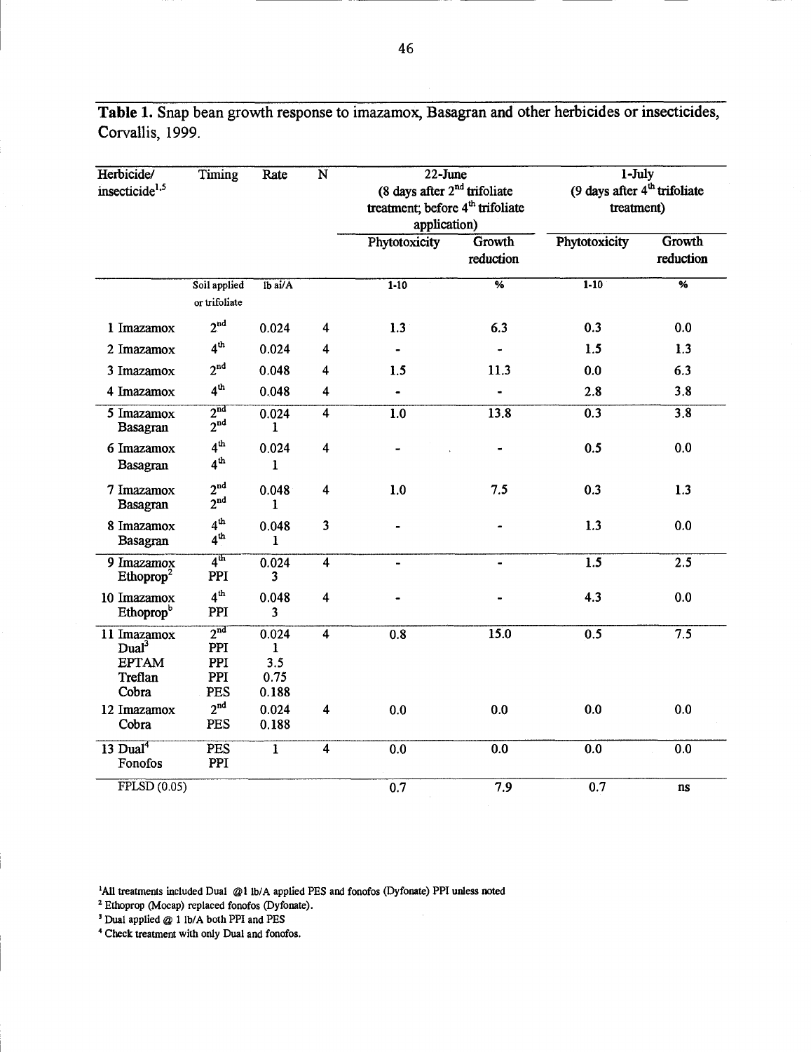**Table 1.** Snap bean growth response to imazamox, Basagran and other herbicides or insecticides, Corvallis, 1999.

| Herbicide/ insecticide[1,5] | Timing | Rate | N | 22-June (8 days after 2nd trifoliate treatment; before 4th trifoliate application) | | 1-July (9 days after 4th trifoliate treatment) | |
|---|---|---|---|---|---|---|---|
| | | | | Phytotoxicity | Growth reduction | Phytotoxicity | Growth reduction |
| | Soil applied or trifoliate | lb ai/A | | 1-10 | % | 1-10 | % |
| 1 Imazamox | 2nd | 0.024 | 4 | 1.3 | 6.3 | 0.3 | 0.0 |
| 2 Imazamox | 4th | 0.024 | 4 | - | - | 1.5 | 1.3 |
| 3 Imazamox | 2nd | 0.048 | 4 | 1.5 | 11.3 | 0.0 | 6.3 |
| 4 Imazamox | 4th | 0.048 | 4 | - | - | 2.8 | 3.8 |
| 5 Imazamox<br>Basagran | 2nd<br>2nd | 0.024<br>1 | 4 | 1.0 | 13.8 | 0.3 | 3.8 |
| 6 Imazamox<br>Basagran | 4th<br>4th | 0.024<br>1 | 4 | - | - | 0.5 | 0.0 |
| 7 Imazamox<br>Basagran | 2nd<br>2nd | 0.048<br>1 | 4 | 1.0 | 7.5 | 0.3 | 1.3 |
| 8 Imazamox<br>Basagran | 4th<br>4th | 0.048<br>1 | 3 | - | - | 1.3 | 0.0 |
| 9 Imazamox<br>Ethoprop[2] | 4th<br>PPI | 0.024<br>3 | 4 | - | - | 1.5 | 2.5 |
| 10 Imazamox<br>Ethoprop[b] | 4th<br>PPI | 0.048<br>3 | 4 | - | - | 4.3 | 0.0 |
| 11 Imazamox<br>Dual[3]<br>EPTAM<br>Treflan<br>Cobra | 2nd<br>PPI<br>PPI<br>PPI<br>PES | 0.024<br>1<br>3.5<br>0.75<br>0.188 | 4 | 0.8 | 15.0 | 0.5 | 7.5 |
| 12 Imazamox<br>Cobra | 2nd<br>PES | 0.024<br>0.188 | 4 | 0.0 | 0.0 | 0.0 | 0.0 |
| 13 Dual[4]<br>Fonofos | PES<br>PPI | 1 | 4 | 0.0 | 0.0 | 0.0 | 0.0 |
| FPLSD (0.05) | | | | 0.7 | 7.9 | 0.7 | ns |

[1]All treatments included Dual @1 lb/A applied PES and fonofos (Dyfonate) PPI unless noted

[2] Ethoprop (Mocap) replaced fonofos (Dyfonate).

[3] Dual applied @ 1 lb/A both PPI and PES

[4] Check treatment with only Dual and fonofos.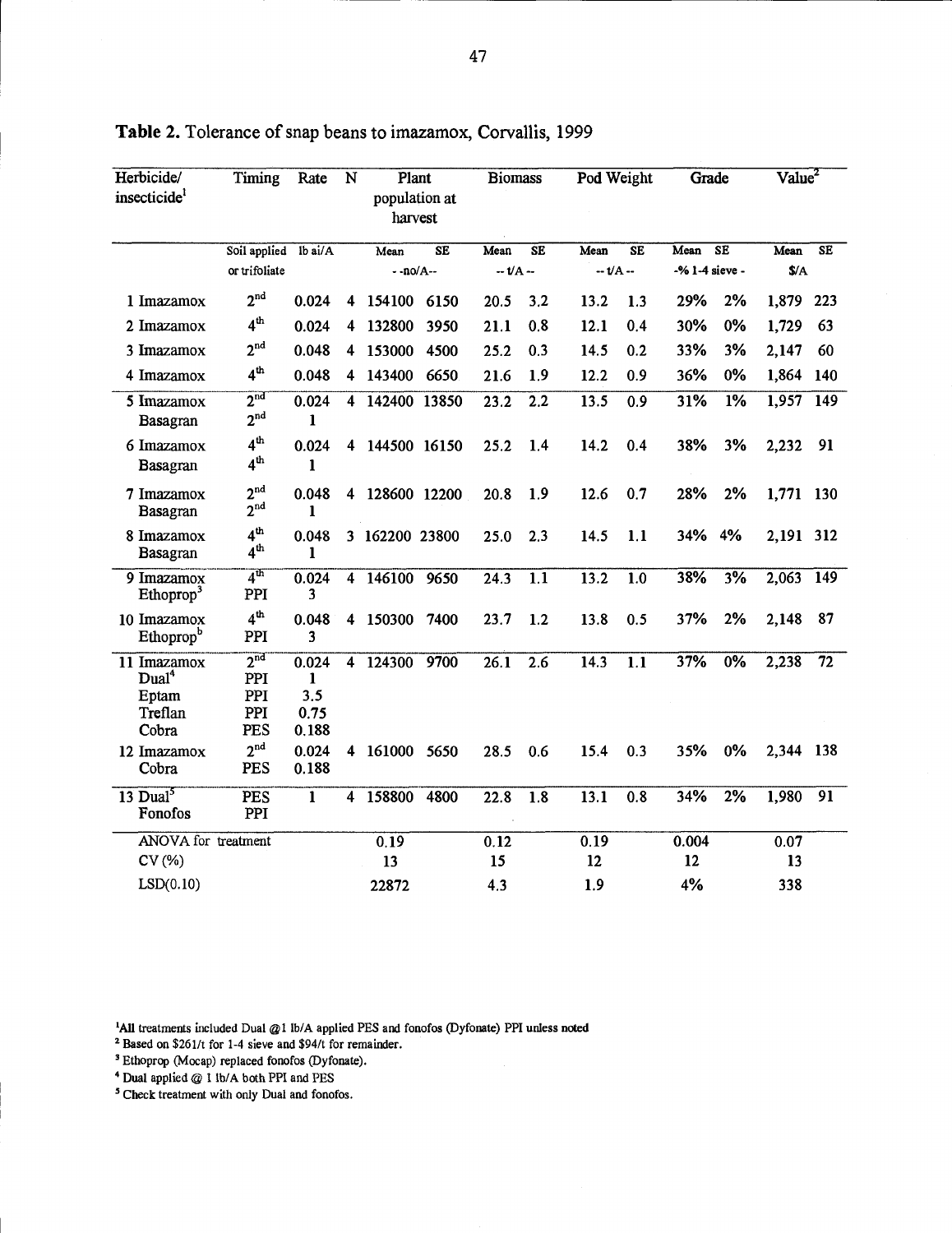**Table 2.** Tolerance of snap beans to imazamox, Corvallis, 1999

| Herbicide/ insecticide[1] | Timing | Rate | N | Plant population at harvest | | Biomass | | Pod Weight | | Grade | | Value[2] | |
|---|---|---|---|---|---|---|---|---|---|---|---|---|---|
| | Soil applied or trifoliate | lb ai/A | | Mean | SE | Mean | SE | Mean | SE | Mean | SE | Mean | SE |
| | | | | --no/A-- | | -- t/A -- | | -- t/A -- | | -% 1-4 sieve - | | $/A | |
| 1 Imazamox | 2nd | 0.024 | 4 | 154100 | 6150 | 20.5 | 3.2 | 13.2 | 1.3 | 29% | 2% | 1,879 | 223 |
| 2 Imazamox | 4th | 0.024 | 4 | 132800 | 3950 | 21.1 | 0.8 | 12.1 | 0.4 | 30% | 0% | 1,729 | 63 |
| 3 Imazamox | 2nd | 0.048 | 4 | 153000 | 4500 | 25.2 | 0.3 | 14.5 | 0.2 | 33% | 3% | 2,147 | 60 |
| 4 Imazamox | 4th | 0.048 | 4 | 143400 | 6650 | 21.6 | 1.9 | 12.2 | 0.9 | 36% | 0% | 1,864 | 140 |
| 5 Imazamox<br>Basagran | 2nd<br>2nd | 0.024<br>1 | 4 | 142400 | 13850 | 23.2 | 2.2 | 13.5 | 0.9 | 31% | 1% | 1,957 | 149 |
| 6 Imazamox<br>Basagran | 4th<br>4th | 0.024<br>1 | 4 | 144500 | 16150 | 25.2 | 1.4 | 14.2 | 0.4 | 38% | 3% | 2,232 | 91 |
| 7 Imazamox<br>Basagran | 2nd<br>2nd | 0.048<br>1 | 4 | 128600 | 12200 | 20.8 | 1.9 | 12.6 | 0.7 | 28% | 2% | 1,771 | 130 |
| 8 Imazamox<br>Basagran | 4th<br>4th | 0.048<br>1 | 3 | 162200 | 23800 | 25.0 | 2.3 | 14.5 | 1.1 | 34% | 4% | 2,191 | 312 |
| 9 Imazamox<br>Ethoprop[3] | 4th<br>PPI | 0.024<br>3 | 4 | 146100 | 9650 | 24.3 | 1.1 | 13.2 | 1.0 | 38% | 3% | 2,063 | 149 |
| 10 Imazamox<br>Ethoprop[b] | 4th<br>PPI | 0.048<br>3 | 4 | 150300 | 7400 | 23.7 | 1.2 | 13.8 | 0.5 | 37% | 2% | 2,148 | 87 |
| 11 Imazamox<br>Dual[4]<br>Eptam<br>Treflan<br>Cobra | 2nd<br>PPI<br>PPI<br>PPI<br>PES | 0.024<br>1<br>3.5<br>0.75<br>0.188 | 4 | 124300 | 9700 | 26.1 | 2.6 | 14.3 | 1.1 | 37% | 0% | 2,238 | 72 |
| 12 Imazamox<br>Cobra | 2nd<br>PES | 0.024<br>0.188 | 4 | 161000 | 5650 | 28.5 | 0.6 | 15.4 | 0.3 | 35% | 0% | 2,344 | 138 |
| 13 Dual[5]<br>Fonofos | PES<br>PPI | 1 | 4 | 158800 | 4800 | 22.8 | 1.8 | 13.1 | 0.8 | 34% | 2% | 1,980 | 91 |
| ANOVA for treatment | | | | 0.19 | | 0.12 | | 0.19 | | 0.004 | | 0.07 | |
| CV (%) | | | | 13 | | 15 | | 12 | | 12 | | 13 | |
| LSD(0.10) | | | | 22872 | | 4.3 | | 1.9 | | 4% | | 338 | |

[1]All treatments included Dual @1 lb/A applied PES and fonofos (Dyfonate) PPI unless noted

[2] Based on $261/t for 1-4 sieve and $94/t for remainder.

[3] Ethoprop (Mocap) replaced fonofos (Dyfonate).

[4] Dual applied @ 1 lb/A both PPI and PES

[5] Check treatment with only Dual and fonofos.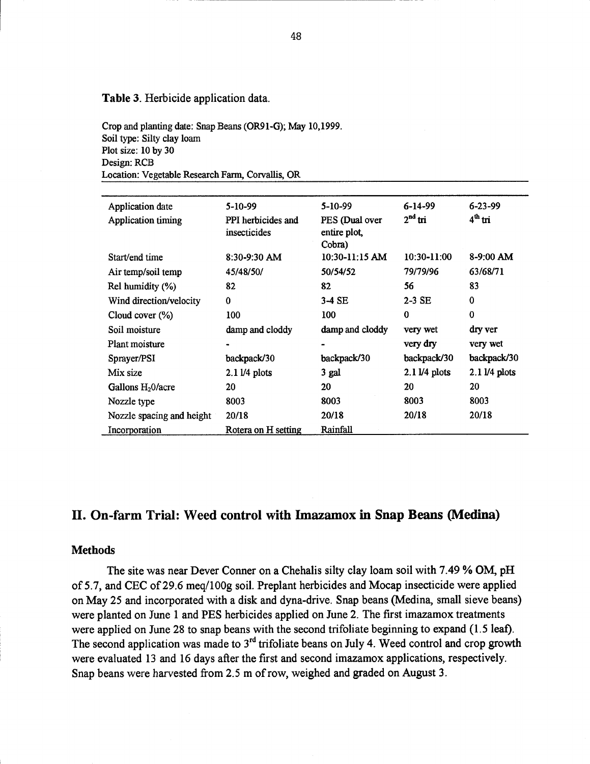**Table 3**. Herbicide application data.

Crop and planting date: Snap Beans (OR91-G); May 10,1999.
Soil type: Silty clay loam
Plot size: 10 by 30
Design: RCB
Location: Vegetable Research Farm, Corvallis, OR

| Application date | 5-10-99 | 5-10-99 | 6-14-99 | 6-23-99 |
|---|---|---|---|---|
| Application timing | PPI herbicides and insecticides | PES (Dual over entire plot, Cobra) | 2nd tri | 4th tri |
| Start/end time | 8:30-9:30 AM | 10:30-11:15 AM | 10:30-11:00 | 8-9:00 AM |
| Air temp/soil temp | 45/48/50/ | 50/54/52 | 79/79/96 | 63/68/71 |
| Rel humidity (%) | 82 | 82 | 56 | 83 |
| Wind direction/velocity | 0 | 3-4 SE | 2-3 SE | 0 |
| Cloud cover (%) | 100 | 100 | 0 | 0 |
| Soil moisture | damp and cloddy | damp and cloddy | very wet | dry ver |
| Plant moisture | - | - | very dry | very wet |
| Sprayer/PSI | backpack/30 | backpack/30 | backpack/30 | backpack/30 |
| Mix size | 2.1 l/4 plots | 3 gal | 2.1 l/4 plots | 2.1 l/4 plots |
| Gallons $H_2O$/acre | 20 | 20 | 20 | 20 |
| Nozzle type | 8003 | 8003 | 8003 | 8003 |
| Nozzle spacing and height | 20/18 | 20/18 | 20/18 | 20/18 |
| Incorporation | Rotera on H setting | Rainfall | | |

## II. On-farm Trial: Weed control with Imazamox in Snap Beans (Medina)

### Methods

The site was near Dever Conner on a Chehalis silty clay loam soil with 7.49 % OM, pH of 5.7, and CEC of 29.6 meq/100g soil. Preplant herbicides and Mocap insecticide were applied on May 25 and incorporated with a disk and dyna-drive. Snap beans (Medina, small sieve beans) were planted on June 1 and PES herbicides applied on June 2. The first imazamox treatments were applied on June 28 to snap beans with the second trifoliate beginning to expand (1.5 leaf). The second application was made to 3rd trifoliate beans on July 4. Weed control and crop growth were evaluated 13 and 16 days after the first and second imazamox applications, respectively. Snap beans were harvested from 2.5 m of row, weighed and graded on August 3.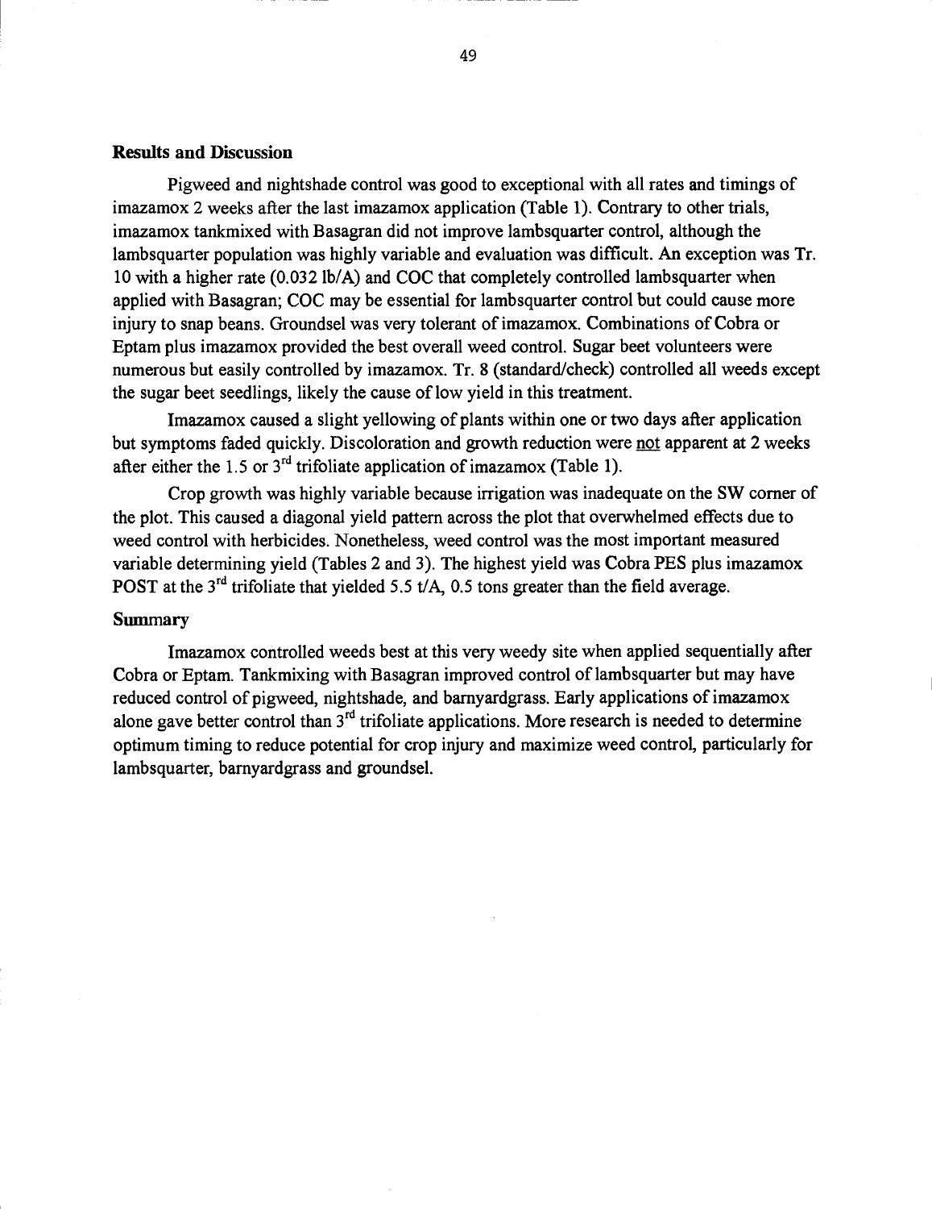## Results and Discussion

Pigweed and nightshade control was good to exceptional with all rates and timings of imazamox 2 weeks after the last imazamox application (Table 1). Contrary to other trials, imazamox tankmixed with Basagran did not improve lambsquarter control, although the lambsquarter population was highly variable and evaluation was difficult. An exception was Tr. 10 with a higher rate (0.032 lb/A) and COC that completely controlled lambsquarter when applied with Basagran; COC may be essential for lambsquarter control but could cause more injury to snap beans. Groundsel was very tolerant of imazamox. Combinations of Cobra or Eptam plus imazamox provided the best overall weed control. Sugar beet volunteers were numerous but easily controlled by imazamox. Tr. 8 (standard/check) controlled all weeds except the sugar beet seedlings, likely the cause of low yield in this treatment.

Imazamox caused a slight yellowing of plants within one or two days after application but symptoms faded quickly. Discoloration and growth reduction were not apparent at 2 weeks after either the 1.5 or 3rd trifoliate application of imazamox (Table 1).

Crop growth was highly variable because irrigation was inadequate on the SW corner of the plot. This caused a diagonal yield pattern across the plot that overwhelmed effects due to weed control with herbicides. Nonetheless, weed control was the most important measured variable determining yield (Tables 2 and 3). The highest yield was Cobra PES plus imazamox POST at the 3rd trifoliate that yielded 5.5 t/A, 0.5 tons greater than the field average.

## Summary

Imazamox controlled weeds best at this very weedy site when applied sequentially after Cobra or Eptam. Tankmixing with Basagran improved control of lambsquarter but may have reduced control of pigweed, nightshade, and barnyardgrass. Early applications of imazamox alone gave better control than 3rd trifoliate applications. More research is needed to determine optimum timing to reduce potential for crop injury and maximize weed control, particularly for lambsquarter, barnyardgrass and groundsel.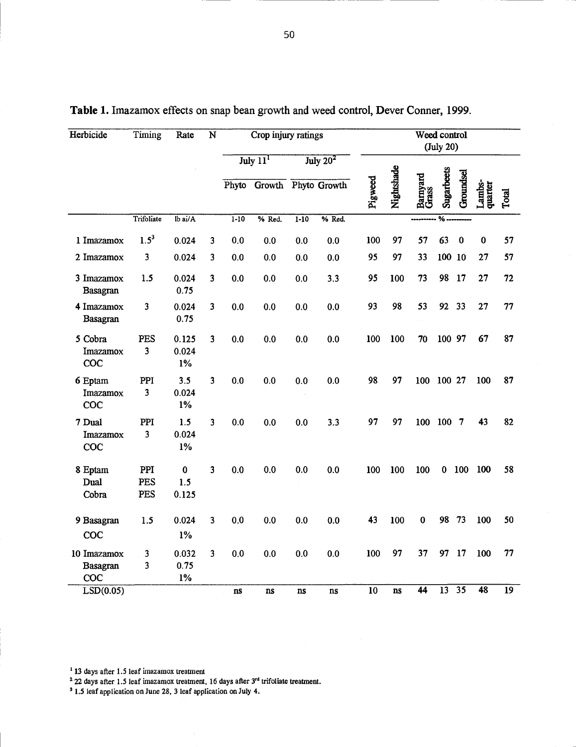**Table 1.** Imazamox effects on snap bean growth and weed control, Dever Conner, 1999.

| Herbicide | Timing | Rate | N | Crop injury ratings | | | | Weed control (July 20) | | | | | | |
|---|---|---|---|---|---|---|---|---|---|---|---|---|---|---|
| | | | | July 11[1] | | July 20[2] | | | | | | | | |
| | | | | Phyto | Growth | Phyto | Growth | Pigweed | Nightshade | Barnyard Grass | Sugarbeets | Groundsel | Lambs-quarter | Total |
| | Trifoliate | lb ai/A | | 1-10 | % Red. | 1-10 | % Red. | % | | | | | | |
| 1 Imazamox | 1.5[3] | 0.024 | 3 | 0.0 | 0.0 | 0.0 | 0.0 | 100 | 97 | 57 | 63 | 0 | 0 | 57 |
| 2 Imazamox | 3 | 0.024 | 3 | 0.0 | 0.0 | 0.0 | 0.0 | 95 | 97 | 33 | 100 | 10 | 27 | 57 |
| 3 Imazamox Basagran | 1.5 | 0.024 0.75 | 3 | 0.0 | 0.0 | 0.0 | 3.3 | 95 | 100 | 73 | 98 | 17 | 27 | 72 |
| 4 Imazamox Basagran | 3 | 0.024 0.75 | 3 | 0.0 | 0.0 | 0.0 | 0.0 | 93 | 98 | 53 | 92 | 33 | 27 | 77 |
| 5 Cobra Imazamox COC | PES 3 | 0.125 0.024 1% | 3 | 0.0 | 0.0 | 0.0 | 0.0 | 100 | 100 | 70 | 100 | 97 | 67 | 87 |
| 6 Eptam Imazamox COC | PPI 3 | 3.5 0.024 1% | 3 | 0.0 | 0.0 | 0.0 | 0.0 | 98 | 97 | 100 | 100 | 27 | 100 | 87 |
| 7 Dual Imazamox COC | PPI 3 | 1.5 0.024 1% | 3 | 0.0 | 0.0 | 0.0 | 3.3 | 97 | 97 | 100 | 100 | 7 | 43 | 82 |
| 8 Eptam Dual Cobra | PPI PES PES | 0 1.5 0.125 | 3 | 0.0 | 0.0 | 0.0 | 0.0 | 100 | 100 | 100 | 0 | 100 | 100 | 58 |
| 9 Basagran COC | 1.5 | 0.024 1% | 3 | 0.0 | 0.0 | 0.0 | 0.0 | 43 | 100 | 0 | 98 | 73 | 100 | 50 |
| 10 Imazamox Basagran COC | 3 3 | 0.032 0.75 1% | 3 | 0.0 | 0.0 | 0.0 | 0.0 | 100 | 97 | 37 | 97 | 17 | 100 | 77 |
| LSD(0.05) | | | | ns | ns | ns | ns | 10 | ns | 44 | 13 | 35 | 48 | 19 |

[1] 13 days after 1.5 leaf imazamox treatment

[2] 22 days after 1.5 leaf imazamox treatment, 16 days after 3rd trifoliate treatment.

[3] 1.5 leaf application on June 28, 3 leaf application on July 4.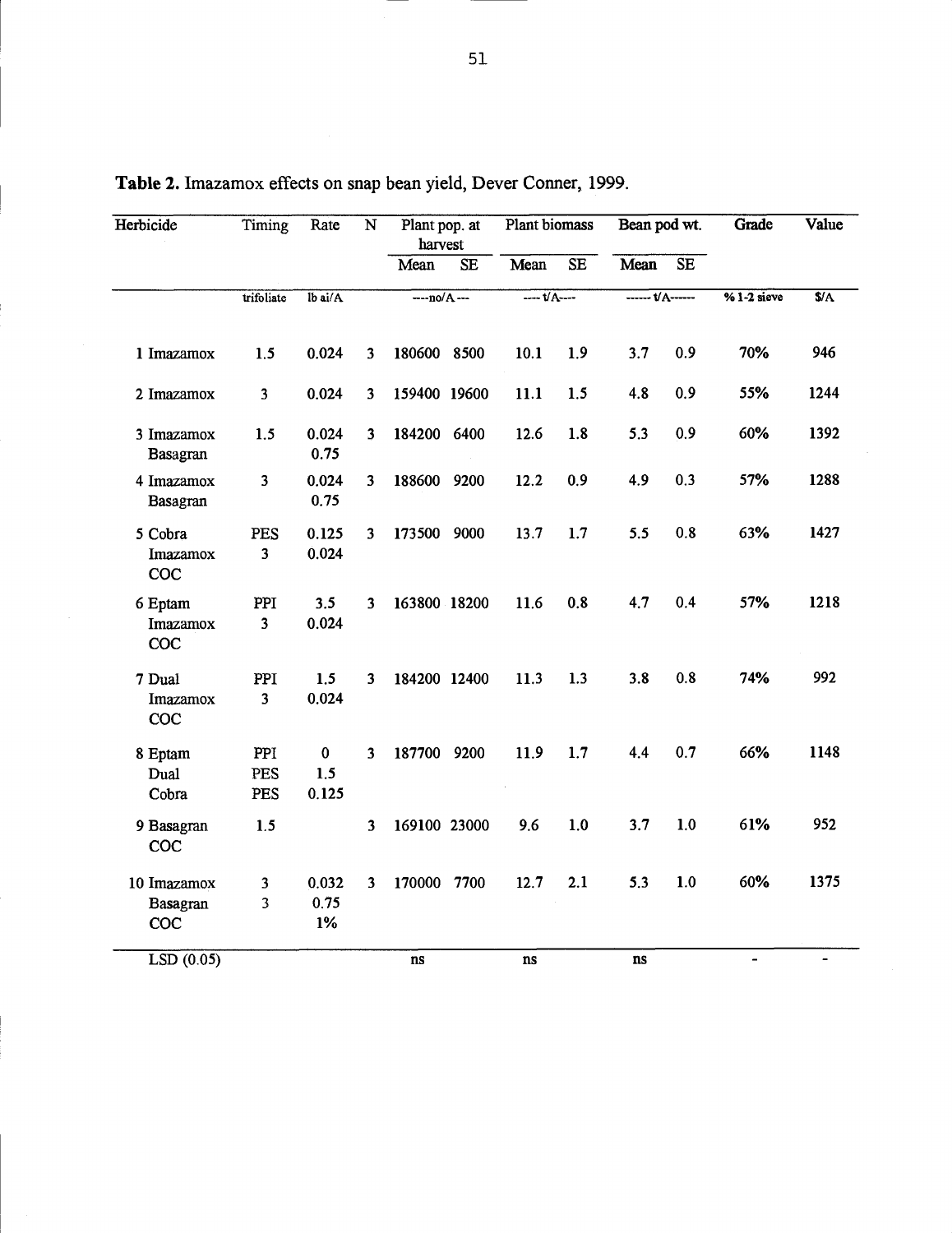**Table 2.** Imazamox effects on snap bean yield, Dever Conner, 1999.

| Herbicide | Timing | Rate | N | Plant pop. at harvest | | Plant biomass | | Bean pod wt. | | Grade | Value |
|---|---|---|---|---|---|---|---|---|---|---|---|
| | | | | Mean | SE | Mean | SE | Mean | SE | | |
| | trifoliate | lb ai/A | | ----no/A--- | | ---- t/A---- | | ------ t/A------ | | % 1-2 sieve | $/A |
| 1 Imazamox | 1.5 | 0.024 | 3 | 180600 | 8500 | 10.1 | 1.9 | 3.7 | 0.9 | 70% | 946 |
| 2 Imazamox | 3 | 0.024 | 3 | 159400 | 19600 | 11.1 | 1.5 | 4.8 | 0.9 | 55% | 1244 |
| 3 Imazamox<br>Basagran | 1.5 | 0.024<br>0.75 | 3 | 184200 | 6400 | 12.6 | 1.8 | 5.3 | 0.9 | 60% | 1392 |
| 4 Imazamox<br>Basagran | 3 | 0.024<br>0.75 | 3 | 188600 | 9200 | 12.2 | 0.9 | 4.9 | 0.3 | 57% | 1288 |
| 5 Cobra<br>Imazamox<br>COC | PES<br>3 | 0.125<br>0.024 | 3 | 173500 | 9000 | 13.7 | 1.7 | 5.5 | 0.8 | 63% | 1427 |
| 6 Eptam<br>Imazamox<br>COC | PPI<br>3 | 3.5<br>0.024 | 3 | 163800 | 18200 | 11.6 | 0.8 | 4.7 | 0.4 | 57% | 1218 |
| 7 Dual<br>Imazamox<br>COC | PPI<br>3 | 1.5<br>0.024 | 3 | 184200 | 12400 | 11.3 | 1.3 | 3.8 | 0.8 | 74% | 992 |
| 8 Eptam<br>Dual<br>Cobra | PPI<br>PES<br>PES | 0<br>1.5<br>0.125 | 3 | 187700 | 9200 | 11.9 | 1.7 | 4.4 | 0.7 | 66% | 1148 |
| 9 Basagran<br>COC | 1.5 | | 3 | 169100 | 23000 | 9.6 | 1.0 | 3.7 | 1.0 | 61% | 952 |
| 10 Imazamox<br>Basagran<br>COC | 3<br>3 | 0.032<br>0.75<br>1% | 3 | 170000 | 7700 | 12.7 | 2.1 | 5.3 | 1.0 | 60% | 1375 |
| LSD (0.05) | | | | ns | | ns | | ns | | - | - |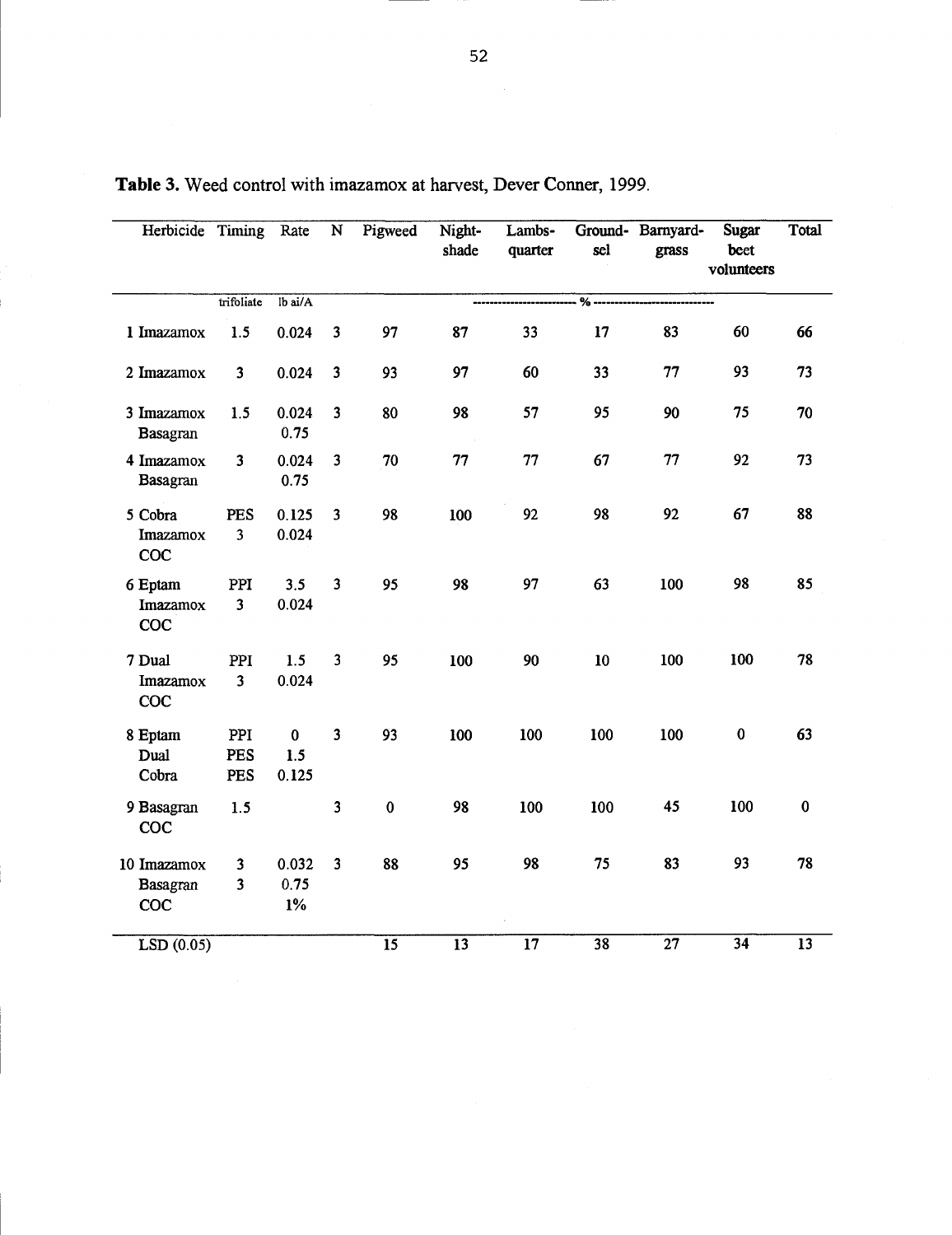**Table 3.** Weed control with imazamox at harvest, Dever Conner, 1999.

| Herbicide | Timing | Rate | N | Pigweed | Night-shade | Lambs-quarter | Ground-sel | Barnyard-grass | Sugar beet volunteers | Total |
|---|---|---|---|---|---|---|---|---|---|---|
| | trifoliate | lb ai/A | | | | | % | | | |
| 1 Imazamox | 1.5 | 0.024 | 3 | 97 | 87 | 33 | 17 | 83 | 60 | 66 |
| 2 Imazamox | 3 | 0.024 | 3 | 93 | 97 | 60 | 33 | 77 | 93 | 73 |
| 3 Imazamox<br>Basagran | 1.5 | 0.024<br>0.75 | 3 | 80 | 98 | 57 | 95 | 90 | 75 | 70 |
| 4 Imazamox<br>Basagran | 3 | 0.024<br>0.75 | 3 | 70 | 77 | 77 | 67 | 77 | 92 | 73 |
| 5 Cobra<br>Imazamox<br>COC | PES<br>3 | 0.125<br>0.024 | 3 | 98 | 100 | 92 | 98 | 92 | 67 | 88 |
| 6 Eptam<br>Imazamox<br>COC | PPI<br>3 | 3.5<br>0.024 | 3 | 95 | 98 | 97 | 63 | 100 | 98 | 85 |
| 7 Dual<br>Imazamox<br>COC | PPI<br>3 | 1.5<br>0.024 | 3 | 95 | 100 | 90 | 10 | 100 | 100 | 78 |
| 8 Eptam<br>Dual<br>Cobra | PPI<br>PES<br>PES | 0<br>1.5<br>0.125 | 3 | 93 | 100 | 100 | 100 | 100 | 0 | 63 |
| 9 Basagran<br>COC | 1.5 | | 3 | 0 | 98 | 100 | 100 | 45 | 100 | 0 |
| 10 Imazamox<br>Basagran<br>COC | 3<br>3 | 0.032<br>0.75<br>1% | 3 | 88 | 95 | 98 | 75 | 83 | 93 | 78 |
| LSD (0.05) | | | | 15 | 13 | 17 | 38 | 27 | 34 | 13 |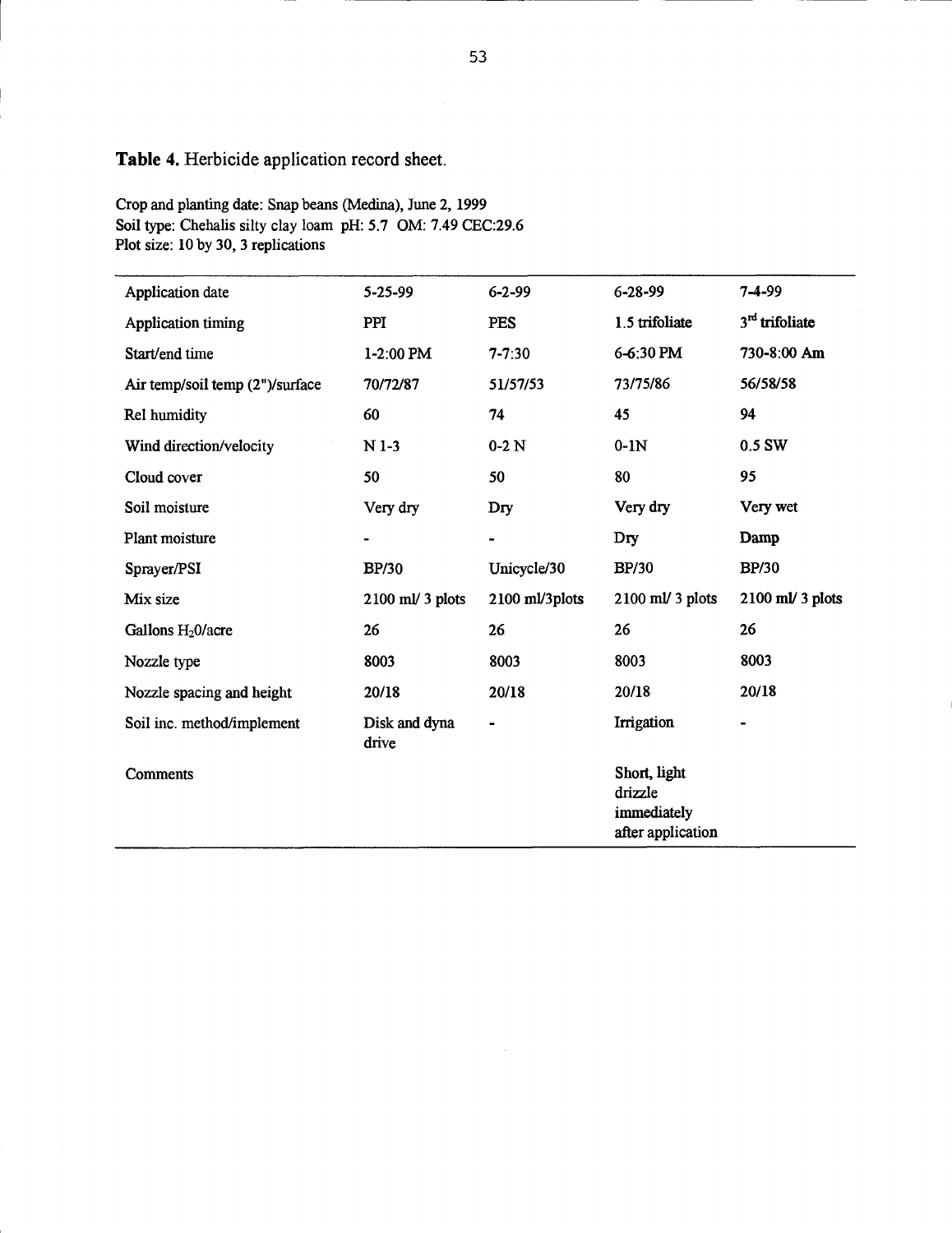**Table 4.** Herbicide application record sheet.

Crop and planting date: Snap beans (Medina), June 2, 1999
Soil type: Chehalis silty clay loam pH: 5.7 OM: 7.49 CEC:29.6
Plot size: 10 by 30, 3 replications

| Application date | 5-25-99 | 6-2-99 | 6-28-99 | 7-4-99 |
|---|---|---|---|---|
| Application timing | PPI | PES | 1.5 trifoliate | 3$^{rd}$ trifoliate |
| Start/end time | 1-2:00 PM | 7-7:30 | 6-6:30 PM | 730-8:00 Am |
| Air temp/soil temp (2")/surface | 70/72/87 | 51/57/53 | 73/75/86 | 56/58/58 |
| Rel humidity | 60 | 74 | 45 | 94 |
| Wind direction/velocity | N 1-3 | 0-2 N | 0-1N | 0.5 SW |
| Cloud cover | 50 | 50 | 80 | 95 |
| Soil moisture | Very dry | Dry | Very dry | Very wet |
| Plant moisture | - | - | Dry | Damp |
| Sprayer/PSI | BP/30 | Unicycle/30 | BP/30 | BP/30 |
| Mix size | 2100 ml/ 3 plots | 2100 ml/3plots | 2100 ml/ 3 plots | 2100 ml/ 3 plots |
| Gallons $H_2O$/acre | 26 | 26 | 26 | 26 |
| Nozzle type | 8003 | 8003 | 8003 | 8003 |
| Nozzle spacing and height | 20/18 | 20/18 | 20/18 | 20/18 |
| Soil inc. method/implement | Disk and dyna drive | - | Irrigation | - |
| Comments | | | Short, light drizzle immediately after application | |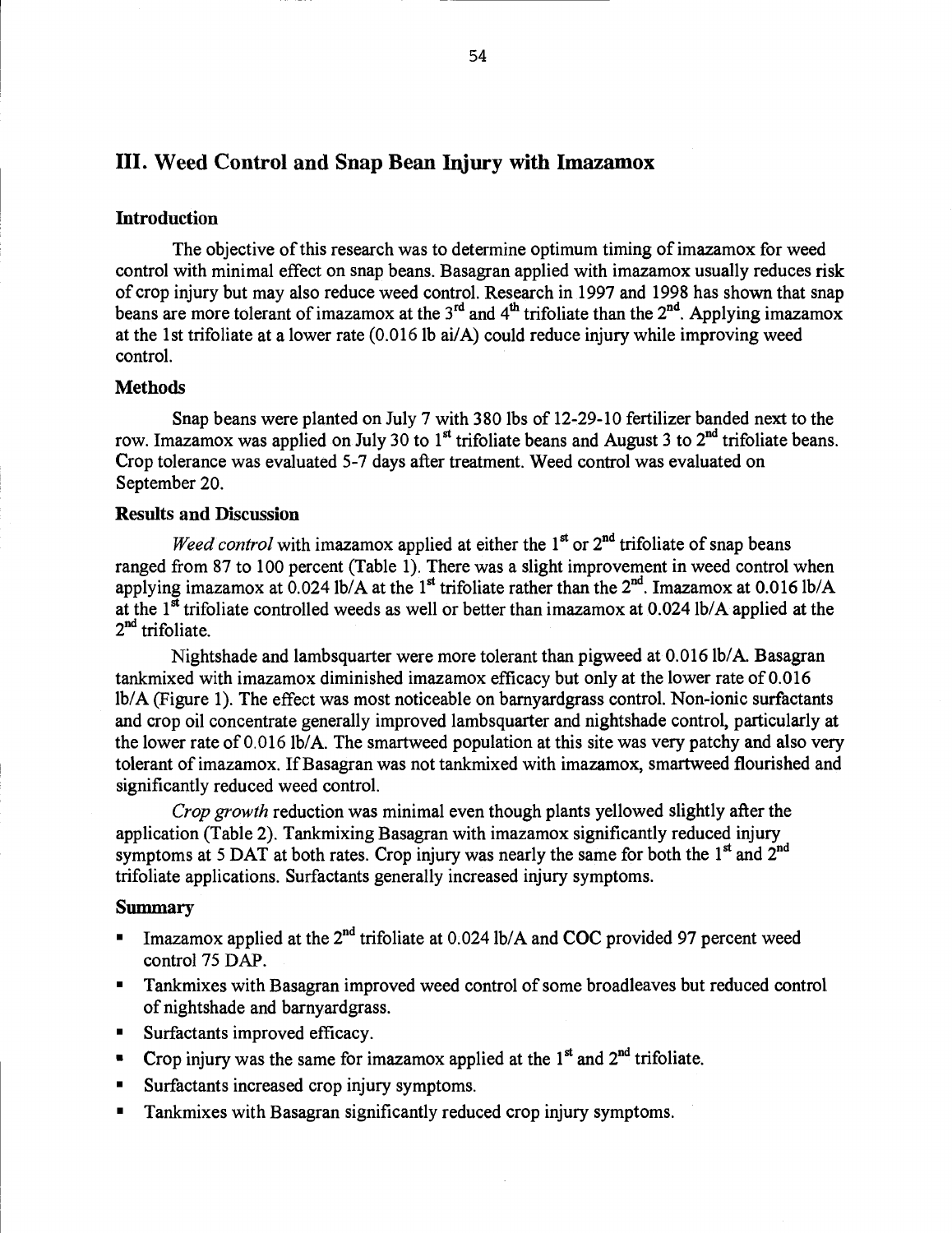## III. Weed Control and Snap Bean Injury with Imazamox

### Introduction

The objective of this research was to determine optimum timing of imazamox for weed control with minimal effect on snap beans. Basagran applied with imazamox usually reduces risk of crop injury but may also reduce weed control. Research in 1997 and 1998 has shown that snap beans are more tolerant of imazamox at the 3rd and 4th trifoliate than the 2nd. Applying imazamox at the 1st trifoliate at a lower rate (0.016 lb ai/A) could reduce injury while improving weed control.

### Methods

Snap beans were planted on July 7 with 380 lbs of 12-29-10 fertilizer banded next to the row. Imazamox was applied on July 30 to 1st trifoliate beans and August 3 to 2nd trifoliate beans. Crop tolerance was evaluated 5-7 days after treatment. Weed control was evaluated on September 20.

### Results and Discussion

*Weed control* with imazamox applied at either the 1st or 2nd trifoliate of snap beans ranged from 87 to 100 percent (Table 1). There was a slight improvement in weed control when applying imazamox at 0.024 lb/A at the 1st trifoliate rather than the 2nd. Imazamox at 0.016 lb/A at the 1st trifoliate controlled weeds as well or better than imazamox at 0.024 lb/A applied at the 2nd trifoliate.

Nightshade and lambsquarter were more tolerant than pigweed at 0.016 lb/A. Basagran tankmixed with imazamox diminished imazamox efficacy but only at the lower rate of 0.016 lb/A (Figure 1). The effect was most noticeable on barnyardgrass control. Non-ionic surfactants and crop oil concentrate generally improved lambsquarter and nightshade control, particularly at the lower rate of 0.016 lb/A. The smartweed population at this site was very patchy and also very tolerant of imazamox. If Basagran was not tankmixed with imazamox, smartweed flourished and significantly reduced weed control.

*Crop growth* reduction was minimal even though plants yellowed slightly after the application (Table 2). Tankmixing Basagran with imazamox significantly reduced injury symptoms at 5 DAT at both rates. Crop injury was nearly the same for both the 1st and 2nd trifoliate applications. Surfactants generally increased injury symptoms.

### Summary

- Imazamox applied at the 2nd trifoliate at 0.024 lb/A and COC provided 97 percent weed control 75 DAP.
- Tankmixes with Basagran improved weed control of some broadleaves but reduced control of nightshade and barnyardgrass.
- Surfactants improved efficacy.
- Crop injury was the same for imazamox applied at the 1st and 2nd trifoliate.
- Surfactants increased crop injury symptoms.
- Tankmixes with Basagran significantly reduced crop injury symptoms.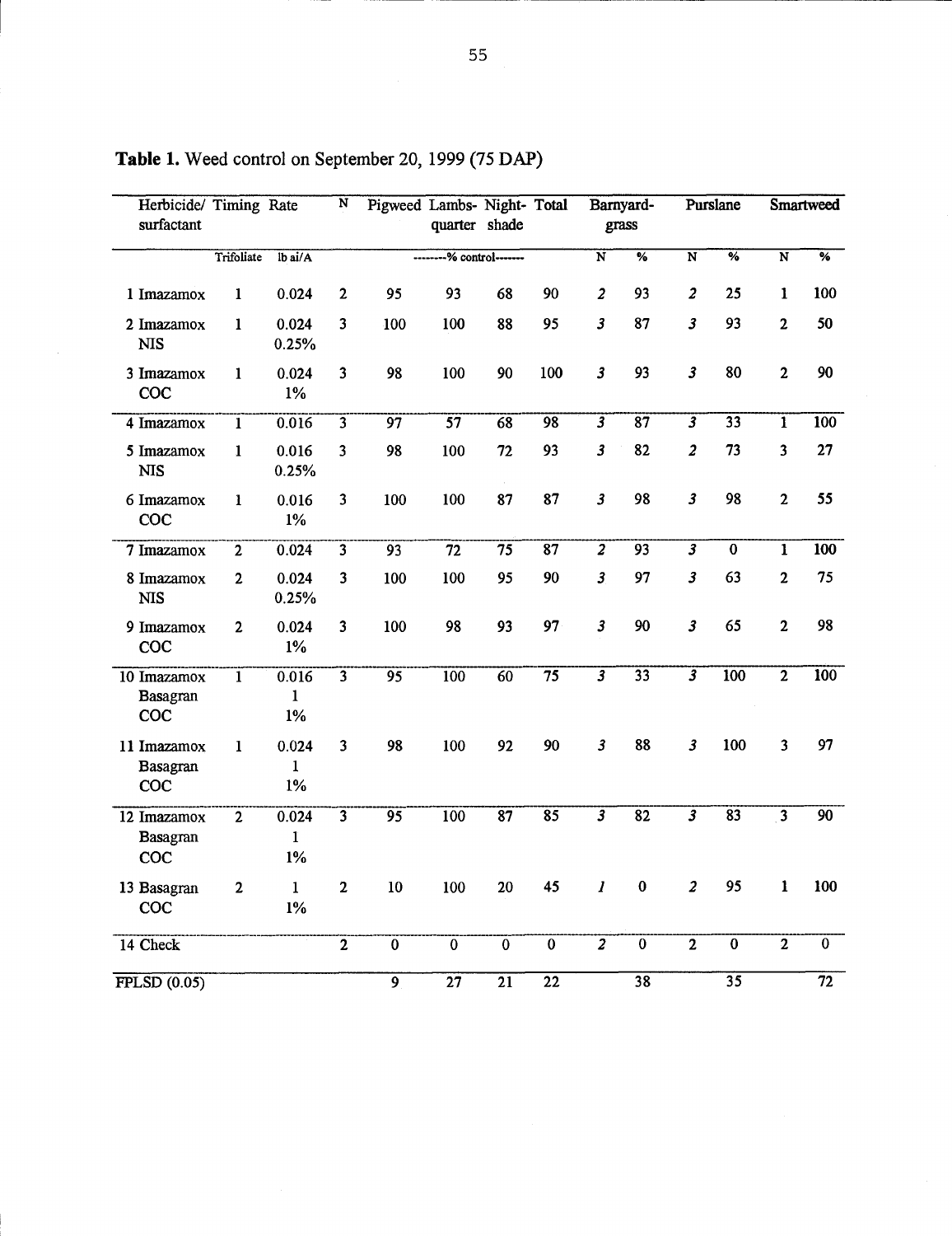**Table 1.** Weed control on September 20, 1999 (75 DAP)

| Herbicide/ surfactant | Timing | Rate | N | Pigweed | Lambs-quarter | Night-shade | Total | Barnyard-grass | | Purslane | | Smartweed | |
|---|---|---|---|---|---|---|---|---|---|---|---|---|---|
| | Trifoliate | lb ai/A | | --------% control------- | | | | N | % | N | % | N | % |
| 1 Imazamox | 1 | 0.024 | 2 | 95 | 93 | 68 | 90 | 2 | 93 | 2 | 25 | 1 | 100 |
| 2 Imazamox NIS | 1 | 0.024 0.25% | 3 | 100 | 100 | 88 | 95 | 3 | 87 | 3 | 93 | 2 | 50 |
| 3 Imazamox COC | 1 | 0.024 1% | 3 | 98 | 100 | 90 | 100 | 3 | 93 | 3 | 80 | 2 | 90 |
| 4 Imazamox | 1 | 0.016 | 3 | 97 | 57 | 68 | 98 | 3 | 87 | 3 | 33 | 1 | 100 |
| 5 Imazamox NIS | 1 | 0.016 0.25% | 3 | 98 | 100 | 72 | 93 | 3 | 82 | 2 | 73 | 3 | 27 |
| 6 Imazamox COC | 1 | 0.016 1% | 3 | 100 | 100 | 87 | 87 | 3 | 98 | 3 | 98 | 2 | 55 |
| 7 Imazamox | 2 | 0.024 | 3 | 93 | 72 | 75 | 87 | 2 | 93 | 3 | 0 | 1 | 100 |
| 8 Imazamox NIS | 2 | 0.024 0.25% | 3 | 100 | 100 | 95 | 90 | 3 | 97 | 3 | 63 | 2 | 75 |
| 9 Imazamox COC | 2 | 0.024 1% | 3 | 100 | 98 | 93 | 97 | 3 | 90 | 3 | 65 | 2 | 98 |
| 10 Imazamox Basagran COC | 1 | 0.016 1 1% | 3 | 95 | 100 | 60 | 75 | 3 | 33 | 3 | 100 | 2 | 100 |
| 11 Imazamox Basagran COC | 1 | 0.024 1 1% | 3 | 98 | 100 | 92 | 90 | 3 | 88 | 3 | 100 | 3 | 97 |
| 12 Imazamox Basagran COC | 2 | 0.024 1 1% | 3 | 95 | 100 | 87 | 85 | 3 | 82 | 3 | 83 | 3 | 90 |
| 13 Basagran COC | 2 | 1 1% | 2 | 10 | 100 | 20 | 45 | 1 | 0 | 2 | 95 | 1 | 100 |
| 14 Check | | | 2 | 0 | 0 | 0 | 0 | 2 | 0 | 2 | 0 | 2 | 0 |
| FPLSD (0.05) | | | | 9 | 27 | 21 | 22 | | 38 | | 35 | | 72 |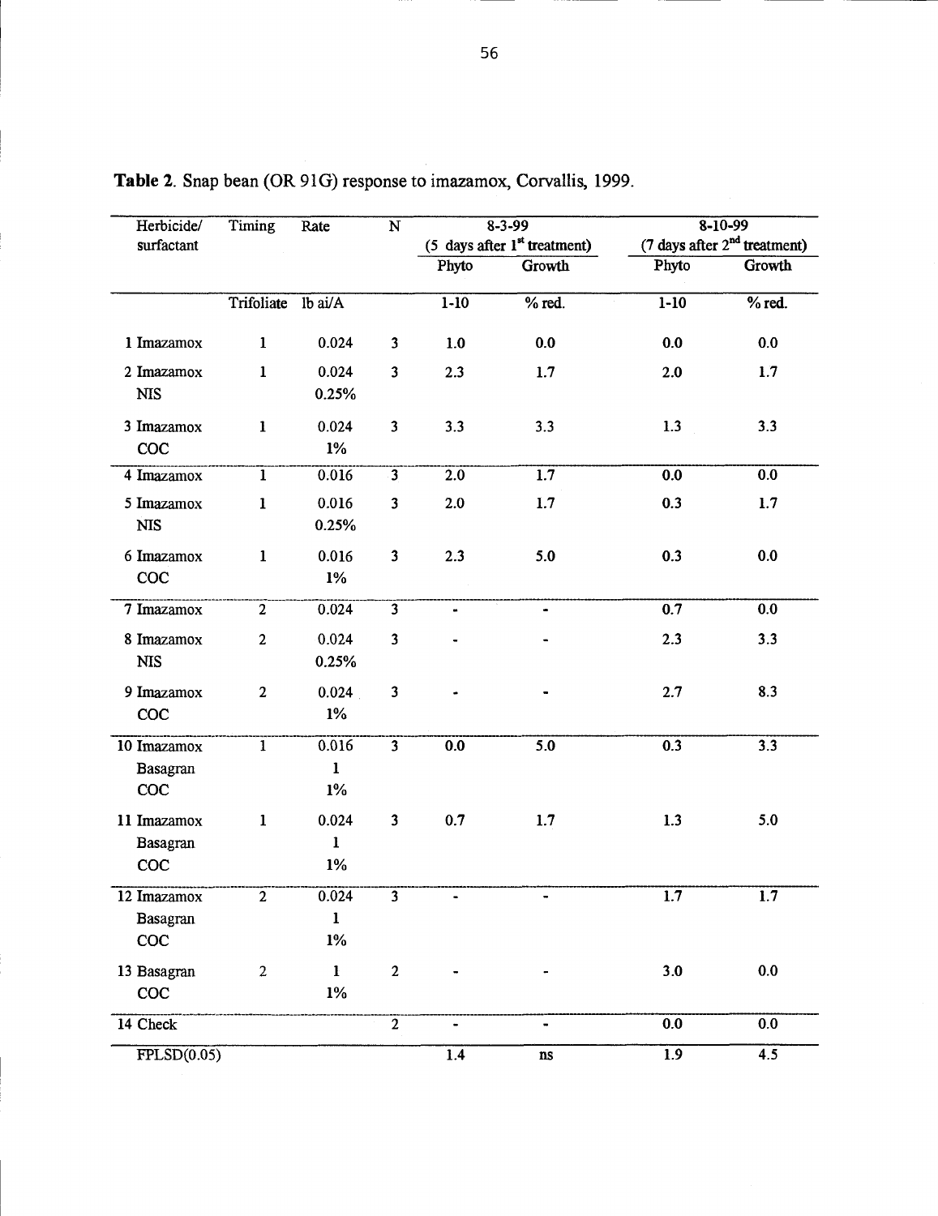**Table 2**. Snap bean (OR 91G) response to imazamox, Corvallis, 1999.

| Herbicide/ surfactant | Timing | Rate | N | 8-3-99 (5 days after 1st treatment) | | 8-10-99 (7 days after 2nd treatment) | |
|---|---|---|---|---|---|---|---|
| | | | | Phyto | Growth | Phyto | Growth |
| | Trifoliate | lb ai/A | | 1-10 | % red. | 1-10 | % red. |
| 1 Imazamox | 1 | 0.024 | 3 | 1.0 | 0.0 | 0.0 | 0.0 |
| 2 Imazamox NIS | 1 | 0.024 0.25% | 3 | 2.3 | 1.7 | 2.0 | 1.7 |
| 3 Imazamox COC | 1 | 0.024 1% | 3 | 3.3 | 3.3 | 1.3 | 3.3 |
| 4 Imazamox | 1 | 0.016 | 3 | 2.0 | 1.7 | 0.0 | 0.0 |
| 5 Imazamox NIS | 1 | 0.016 0.25% | 3 | 2.0 | 1.7 | 0.3 | 1.7 |
| 6 Imazamox COC | 1 | 0.016 1% | 3 | 2.3 | 5.0 | 0.3 | 0.0 |
| 7 Imazamox | 2 | 0.024 | 3 | - | - | 0.7 | 0.0 |
| 8 Imazamox NIS | 2 | 0.024 0.25% | 3 | - | - | 2.3 | 3.3 |
| 9 Imazamox COC | 2 | 0.024 1% | 3 | - | - | 2.7 | 8.3 |
| 10 Imazamox Basagran COC | 1 | 0.016 1 1% | 3 | 0.0 | 5.0 | 0.3 | 3.3 |
| 11 Imazamox Basagran COC | 1 | 0.024 1 1% | 3 | 0.7 | 1.7 | 1.3 | 5.0 |
| 12 Imazamox Basagran COC | 2 | 0.024 1 1% | 3 | - | - | 1.7 | 1.7 |
| 13 Basagran COC | 2 | 1 1% | 2 | - | - | 3.0 | 0.0 |
| 14 Check | | | 2 | - | - | 0.0 | 0.0 |
| FPLSD(0.05) | | | | 1.4 | ns | 1.9 | 4.5 |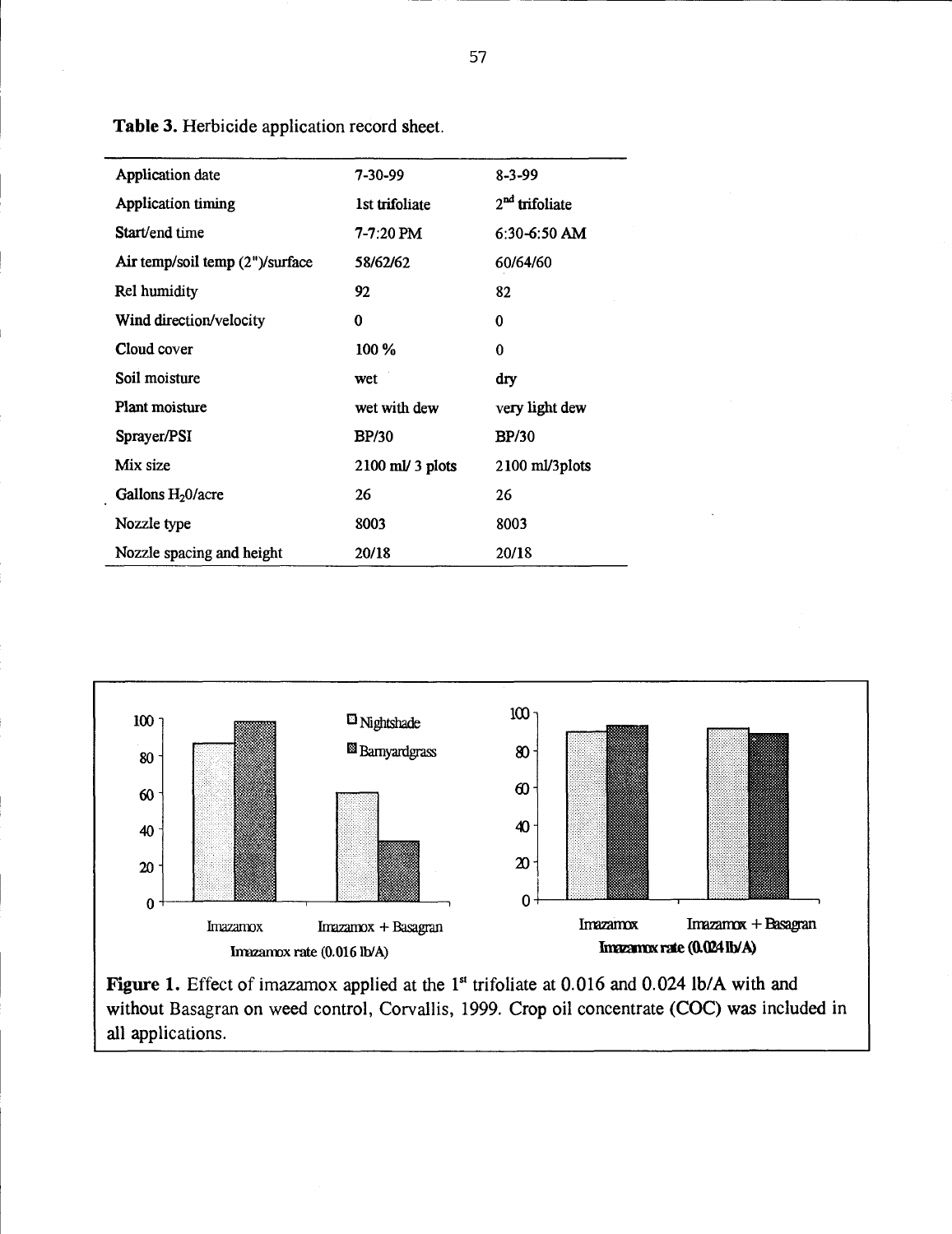**Table 3.** Herbicide application record sheet.

| | | |
|---|---|---|
| Application date | 7-30-99 | 8-3-99 |
| Application timing | 1st trifoliate | 2nd trifoliate |
| Start/end time | 7-7:20 PM | 6:30-6:50 AM |
| Air temp/soil temp (2")/surface | 58/62/62 | 60/64/60 |
| Rel humidity | 92 | 82 |
| Wind direction/velocity | 0 | 0 |
| Cloud cover | 100 % | 0 |
| Soil moisture | wet | dry |
| Plant moisture | wet with dew | very light dew |
| Sprayer/PSI | BP/30 | BP/30 |
| Mix size | 2100 ml/ 3 plots | 2100 ml/3plots |
| Gallons $H_2O$/acre | 26 | 26 |
| Nozzle type | 8003 | 8003 |
| Nozzle spacing and height | 20/18 | 20/18 |

100
80
60
40
20
0

Nightshade
Barnyardgrass

Imazamox
Imazamox + Basagran
Imazamox rate (0.016 lb/A)

100
80
60
40
20
0

Imazamox
Imazamox + Basagran
Imazamox rate (0.024 lb/A)

**Figure 1.** Effect of imazamox applied at the 1st trifoliate at 0.016 and 0.024 lb/A with and without Basagran on weed control, Corvallis, 1999. Crop oil concentrate (COC) was included in all applications.